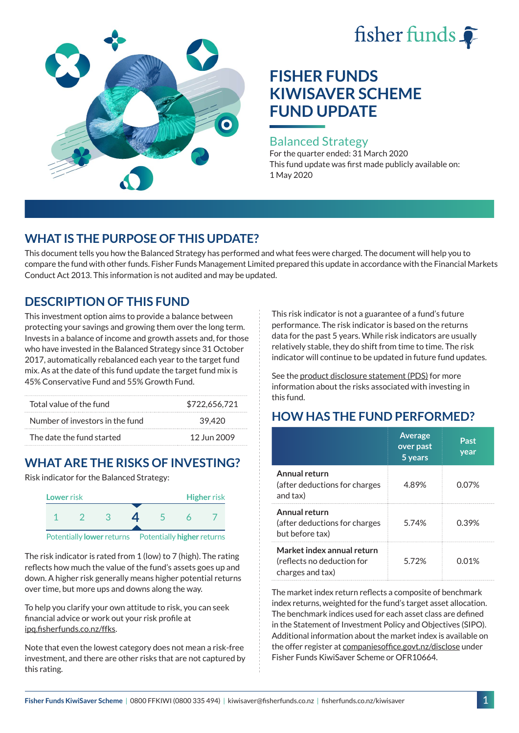fisher funds

# FISHER FUNDS KIWISAVER SCHEME FUND UPDATE

## Balanced Strategy

For the quarter ended: 31 March 2020

This fund update was first made publicly available on: 1 May 2020

## WHAT IS THE PURPOSE OF THIS UPDATE?

This document tells you how the Balanced Strategy has performed and what fees were charged. The document will help you to compare the fund with other funds. Fisher Funds Management Limited prepared this update in accordance with the Financial Markets Conduct Act 2013. This information is not audited and may be updated.

## DESCRIPTION OF THIS FUND

This investment option aims to provide a balance between protecting your savings and growing them over the long term. Invests in a balance of income and growth assets and, for those who have invested in the Balanced Strategy since 31 October 2017, automatically rebalanced each year to the target fund mix. As at the date of this fund update the target fund mix is 45% Conservative Fund and 55% Growth Fund.

| | |
|---|---|
| Total value of the fund | $722,656,721 |
| Number of investors in the fund | 39,420 |
| The date the fund started | 12 Jun 2009 |

## WHAT ARE THE RISKS OF INVESTING?

Risk indicator for the Balanced Strategy:

Lower risk — Higher risk

1 2 3 **4** 5 6 7

Potentially lower returns — Potentially higher returns

The risk indicator is rated from 1 (low) to 7 (high). The rating reflects how much the value of the fund's assets goes up and down. A higher risk generally means higher potential returns over time, but more ups and downs along the way.

To help you clarify your own attitude to risk, you can seek financial advice or work out your risk profile at ipq.fisherfunds.co.nz/ffks.

Note that even the lowest category does not mean a risk-free investment, and there are other risks that are not captured by this rating.

This risk indicator is not a guarantee of a fund's future performance. The risk indicator is based on the returns data for the past 5 years. While risk indicators are usually relatively stable, they do shift from time to time. The risk indicator will continue to be updated in future fund updates.

See the product disclosure statement (PDS) for more information about the risks associated with investing in this fund.

## HOW HAS THE FUND PERFORMED?

| | Average over past 5 years | Past year |
|---|---|---|
| **Annual return** (after deductions for charges and tax) | 4.89% | 0.07% |
| **Annual return** (after deductions for charges but before tax) | 5.74% | 0.39% |
| **Market index annual return** (reflects no deduction for charges and tax) | 5.72% | 0.01% |

The market index return reflects a composite of benchmark index returns, weighted for the fund's target asset allocation. The benchmark indices used for each asset class are defined in the Statement of Investment Policy and Objectives (SIPO). Additional information about the market index is available on the offer register at companiesoffice.govt.nz/disclose under Fisher Funds KiwiSaver Scheme or OFR10664.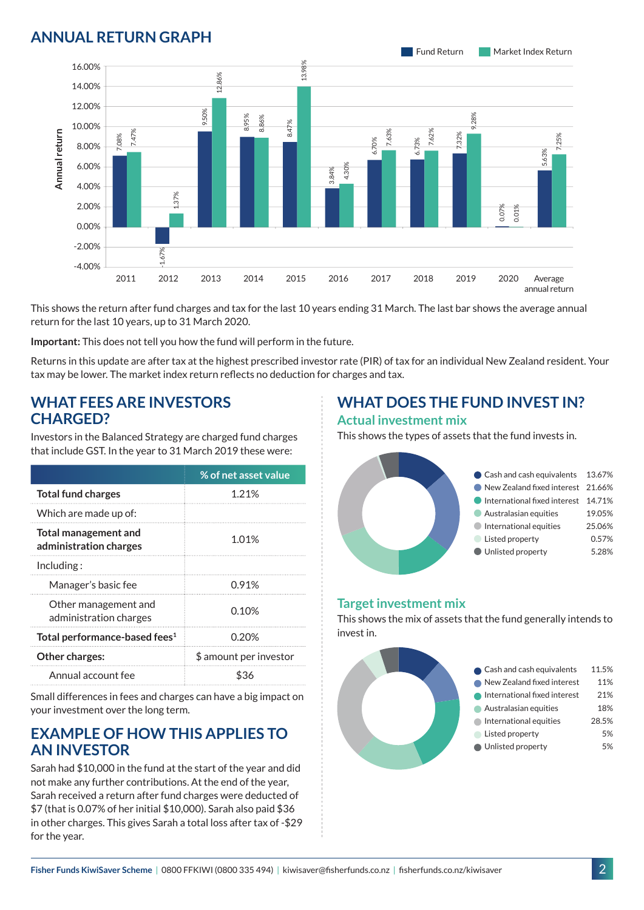## ANNUAL RETURN GRAPH

| Year | Fund Return | Market Index Return |
|---|---|---|
| 2011 | 7.08% | 7.47% |
| 2012 | -1.67% | 1.37% |
| 2013 | 9.50% | 12.86% |
| 2014 | 8.95% | 8.86% |
| 2015 | 8.47% | 13.98% |
| 2016 | 3.84% | 4.30% |
| 2017 | 6.70% | 7.63% |
| 2018 | 6.73% | 7.62% |
| 2019 | 7.32% | 9.28% |
| 2020 | 0.07% | 0.01% |
| Average annual return | 5.63% | 7.25% |

This shows the return after fund charges and tax for the last 10 years ending 31 March. The last bar shows the average annual return for the last 10 years, up to 31 March 2020.

**Important:** This does not tell you how the fund will perform in the future.

Returns in this update are after tax at the highest prescribed investor rate (PIR) of tax for an individual New Zealand resident. Your tax may be lower. The market index return reflects no deduction for charges and tax.

## WHAT FEES ARE INVESTORS CHARGED?

Investors in the Balanced Strategy are charged fund charges that include GST. In the year to 31 March 2019 these were:

| | % of net asset value |
|---|---|
| **Total fund charges** | 1.21% |
| Which are made up of: | |
| **Total management and administration charges** | 1.01% |
| Including : | |
| Manager's basic fee | 0.91% |
| Other management and administration charges | 0.10% |
| **Total performance-based fees**[1] | 0.20% |
| **Other charges:** | $ amount per investor |
| Annual account fee | $36 |

Small differences in fees and charges can have a big impact on your investment over the long term.

## EXAMPLE OF HOW THIS APPLIES TO AN INVESTOR

Sarah had $10,000 in the fund at the start of the year and did not make any further contributions. At the end of the year, Sarah received a return after fund charges were deducted of $7 (that is 0.07% of her initial $10,000). Sarah also paid $36 in other charges. This gives Sarah a total loss after tax of -$29 for the year.

## WHAT DOES THE FUND INVEST IN?

### Actual investment mix

This shows the types of assets that the fund invests in.

| Asset | % |
|---|---|
| Cash and cash equivalents | 13.67% |
| New Zealand fixed interest | 21.66% |
| International fixed interest | 14.71% |
| Australasian equities | 19.05% |
| International equities | 25.06% |
| Listed property | 0.57% |
| Unlisted property | 5.28% |

### Target investment mix

This shows the mix of assets that the fund generally intends to invest in.

| Asset | % |
|---|---|
| Cash and cash equivalents | 11.5% |
| New Zealand fixed interest | 11% |
| International fixed interest | 21% |
| Australasian equities | 18% |
| International equities | 28.5% |
| Listed property | 5% |
| Unlisted property | 5% |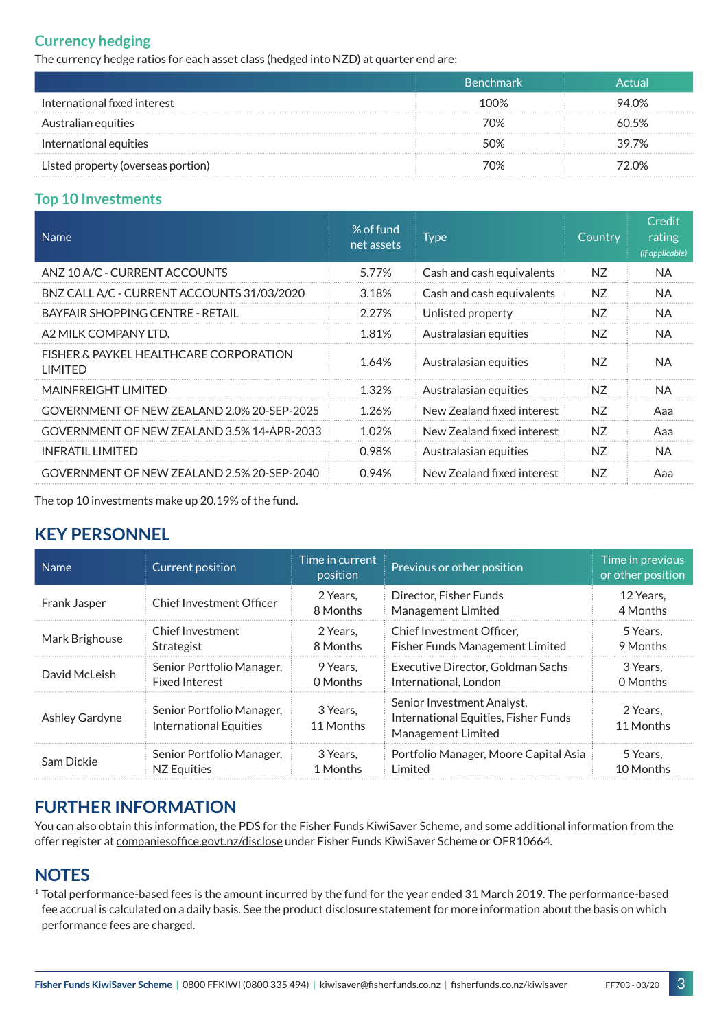## Currency hedging

The currency hedge ratios for each asset class (hedged into NZD) at quarter end are:

| | Benchmark | Actual |
|---|---|---|
| International fixed interest | 100% | 94.0% |
| Australian equities | 70% | 60.5% |
| International equities | 50% | 39.7% |
| Listed property (overseas portion) | 70% | 72.0% |

## Top 10 Investments

| Name | % of fund net assets | Type | Country | Credit rating *(if applicable)* |
|---|---|---|---|---|
| ANZ 10 A/C - CURRENT ACCOUNTS | 5.77% | Cash and cash equivalents | NZ | NA |
| BNZ CALL A/C - CURRENT ACCOUNTS 31/03/2020 | 3.18% | Cash and cash equivalents | NZ | NA |
| BAYFAIR SHOPPING CENTRE - RETAIL | 2.27% | Unlisted property | NZ | NA |
| A2 MILK COMPANY LTD. | 1.81% | Australasian equities | NZ | NA |
| FISHER & PAYKEL HEALTHCARE CORPORATION LIMITED | 1.64% | Australasian equities | NZ | NA |
| MAINFREIGHT LIMITED | 1.32% | Australasian equities | NZ | NA |
| GOVERNMENT OF NEW ZEALAND 2.0% 20-SEP-2025 | 1.26% | New Zealand fixed interest | NZ | Aaa |
| GOVERNMENT OF NEW ZEALAND 3.5% 14-APR-2033 | 1.02% | New Zealand fixed interest | NZ | Aaa |
| INFRATIL LIMITED | 0.98% | Australasian equities | NZ | NA |
| GOVERNMENT OF NEW ZEALAND 2.5% 20-SEP-2040 | 0.94% | New Zealand fixed interest | NZ | Aaa |

The top 10 investments make up 20.19% of the fund.

# KEY PERSONNEL

| Name | Current position | Time in current position | Previous or other position | Time in previous or other position |
|---|---|---|---|---|
| Frank Jasper | Chief Investment Officer | 2 Years, 8 Months | Director, Fisher Funds Management Limited | 12 Years, 4 Months |
| Mark Brighouse | Chief Investment Strategist | 2 Years, 8 Months | Chief Investment Officer, Fisher Funds Management Limited | 5 Years, 9 Months |
| David McLeish | Senior Portfolio Manager, Fixed Interest | 9 Years, 0 Months | Executive Director, Goldman Sachs International, London | 3 Years, 0 Months |
| Ashley Gardyne | Senior Portfolio Manager, International Equities | 3 Years, 11 Months | Senior Investment Analyst, International Equities, Fisher Funds Management Limited | 2 Years, 11 Months |
| Sam Dickie | Senior Portfolio Manager, NZ Equities | 3 Years, 1 Months | Portfolio Manager, Moore Capital Asia Limited | 5 Years, 10 Months |

# FURTHER INFORMATION

You can also obtain this information, the PDS for the Fisher Funds KiwiSaver Scheme, and some additional information from the offer register at companiesoffice.govt.nz/disclose under Fisher Funds KiwiSaver Scheme or OFR10664.

# NOTES

[1] Total performance-based fees is the amount incurred by the fund for the year ended 31 March 2019. The performance-based fee accrual is calculated on a daily basis. See the product disclosure statement for more information about the basis on which performance fees are charged.